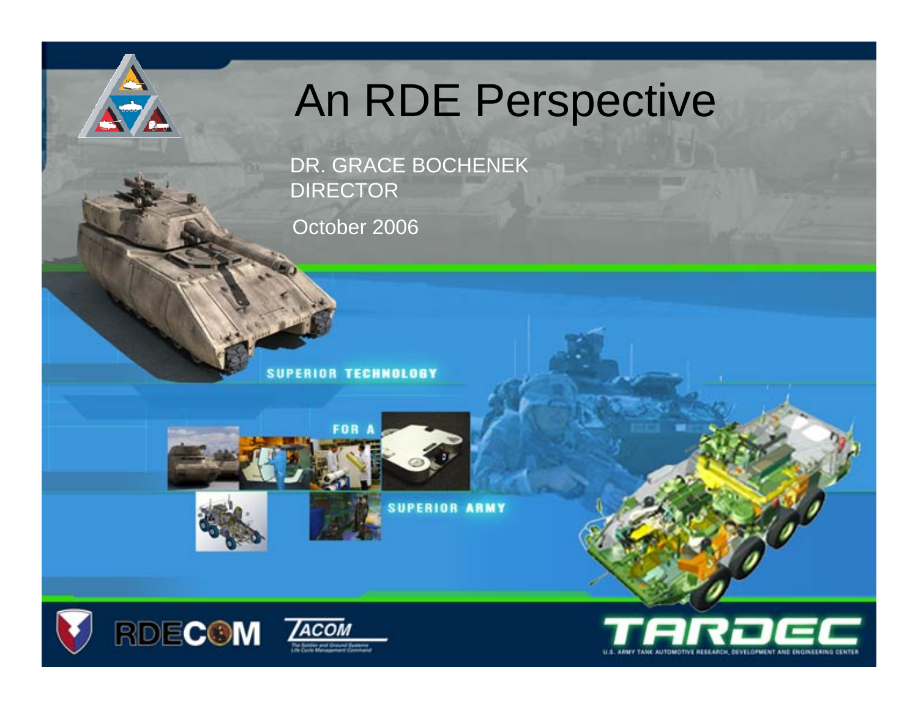# An RDE Perspective

DR. GRACE BOCHENEK
DIRECTOR

October 2006

SUPERIOR TECHNOLOGY FOR A SUPERIOR ARMY

RDECOM

TACOM

TARDEC

U.S. ARMY TANK AUTOMOTIVE RESEARCH, DEVELOPMENT AND ENGINEERING CENTER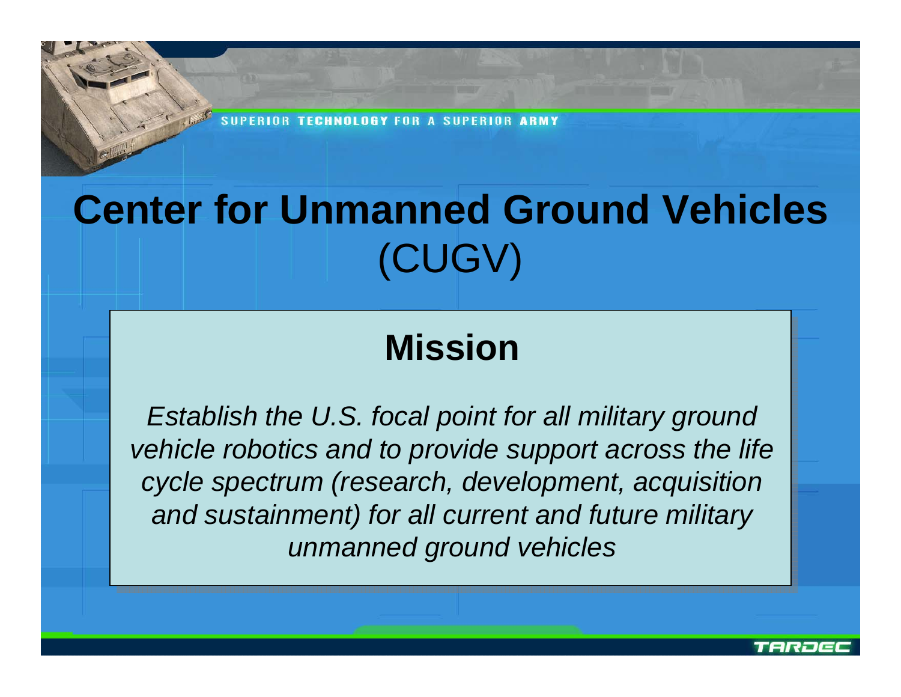# Center for Unmanned Ground Vehicles (CUGV)

## Mission

*Establish the U.S. focal point for all military ground vehicle robotics and to provide support across the life cycle spectrum (research, development, acquisition and sustainment) for all current and future military unmanned ground vehicles*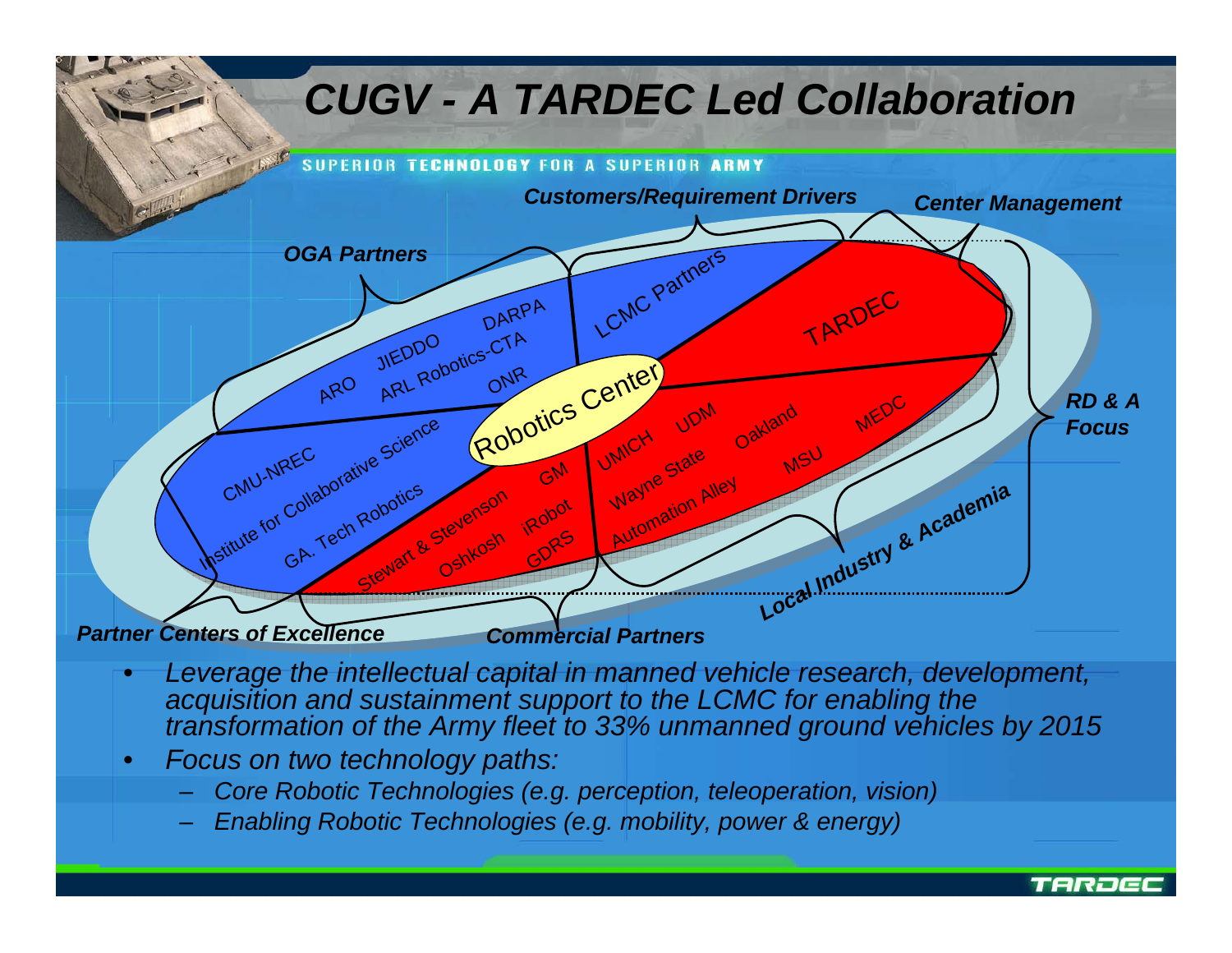# CUGV - A TARDEC Led Collaboration

SUPERIOR TECHNOLOGY FOR A SUPERIOR ARMY

Customers/Requirement Drivers
Center Management
OGA Partners
LCMC Partners
TARDEC
DARPA
JIEDDO
ARL Robotics-CTA
ARO
ONR
Robotics Center
UDM
UMICH
Oakland
MEDC
Wayne State
MSU
Automation Alley
CMU-NREC
Institute for Collaborative Science
GA. Tech Robotics
GM
iRobot
Stewart & Stevenson
Oshkosh
GDRS
RD & A Focus
Local Industry & Academia
Partner Centers of Excellence
Commercial Partners

- *Leverage the intellectual capital in manned vehicle research, development, acquisition and sustainment support to the LCMC for enabling the transformation of the Army fleet to 33% unmanned ground vehicles by 2015*
- *Focus on two technology paths:*
  - *Core Robotic Technologies (e.g. perception, teleoperation, vision)*
  - *Enabling Robotic Technologies (e.g. mobility, power & energy)*